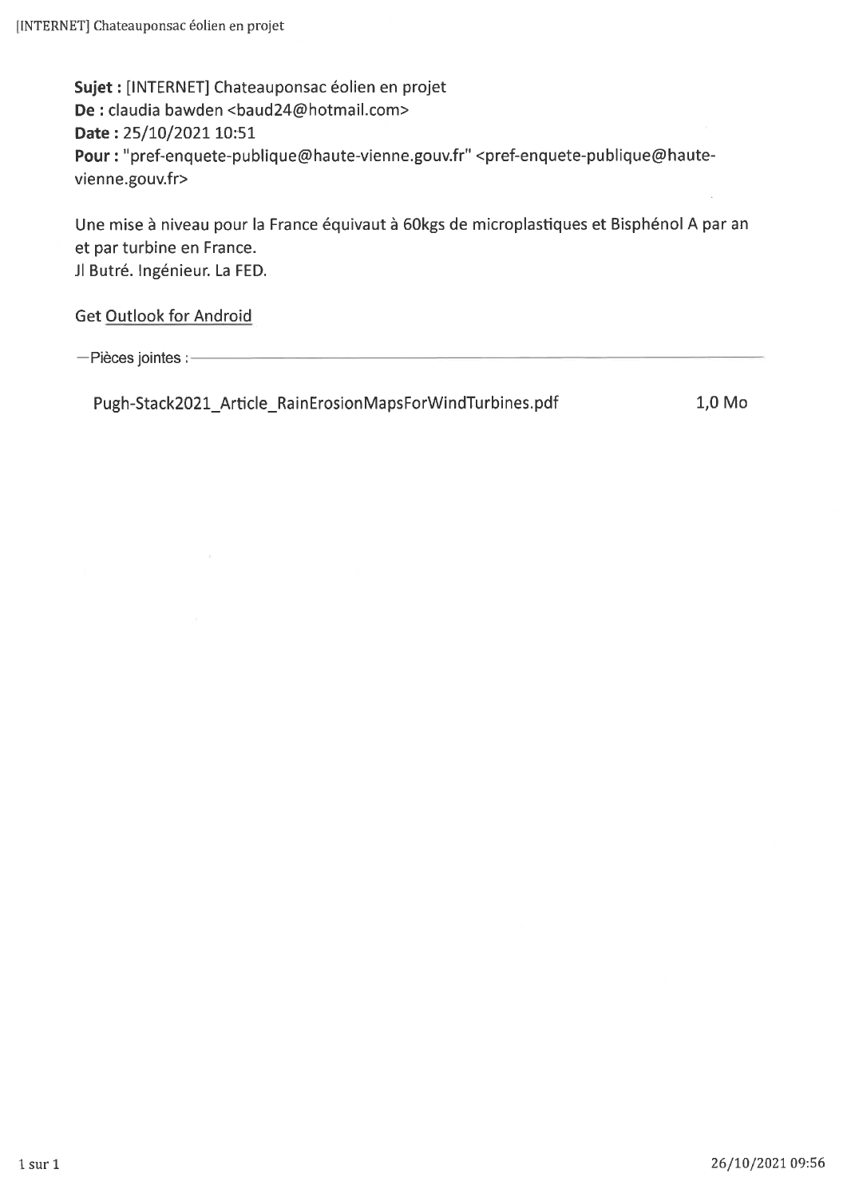**Sujet :** [INTERNET] Chateauponsac éolien en projet
**De :** claudia bawden <baud24@hotmail.com>
**Date :** 25/10/2021 10:51
**Pour :** "pref-enquete-publique@haute-vienne.gouv.fr" <pref-enquete-publique@haute-vienne.gouv.fr>

Une mise à niveau pour la France équivaut à 60kgs de microplastiques et Bisphénol A par an et par turbine en France.
Jl Butré. Ingénieur. La FED.

Get Outlook for Android

—Pièces jointes :

Pugh-Stack2021_Article_RainErosionMapsForWindTurbines.pdf — 1,0 Mo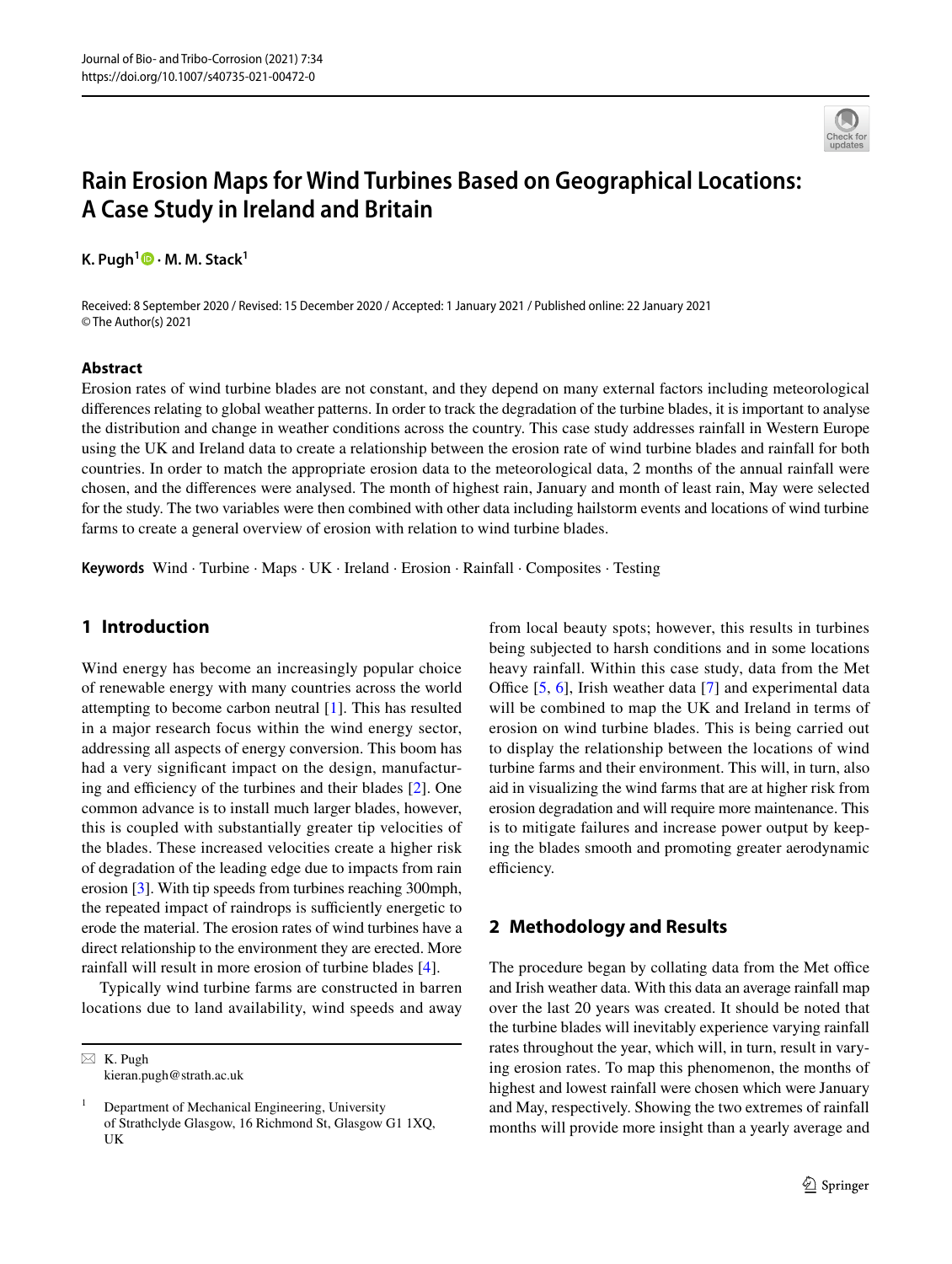# Rain Erosion Maps for Wind Turbines Based on Geographical Locations: A Case Study in Ireland and Britain

**K. Pugh[1] · M. M. Stack[1]**

Received: 8 September 2020 / Revised: 15 December 2020 / Accepted: 1 January 2021 / Published online: 22 January 2021
© The Author(s) 2021

## Abstract

Erosion rates of wind turbine blades are not constant, and they depend on many external factors including meteorological differences relating to global weather patterns. In order to track the degradation of the turbine blades, it is important to analyse the distribution and change in weather conditions across the country. This case study addresses rainfall in Western Europe using the UK and Ireland data to create a relationship between the erosion rate of wind turbine blades and rainfall for both countries. In order to match the appropriate erosion data to the meteorological data, 2 months of the annual rainfall were chosen, and the differences were analysed. The month of highest rain, January and month of least rain, May were selected for the study. The two variables were then combined with other data including hailstorm events and locations of wind turbine farms to create a general overview of erosion with relation to wind turbine blades.

**Keywords** Wind · Turbine · Maps · UK · Ireland · Erosion · Rainfall · Composites · Testing

## 1 Introduction

Wind energy has become an increasingly popular choice of renewable energy with many countries across the world attempting to become carbon neutral [1]. This has resulted in a major research focus within the wind energy sector, addressing all aspects of energy conversion. This boom has had a very significant impact on the design, manufacturing and efficiency of the turbines and their blades [2]. One common advance is to install much larger blades, however, this is coupled with substantially greater tip velocities of the blades. These increased velocities create a higher risk of degradation of the leading edge due to impacts from rain erosion [3]. With tip speeds from turbines reaching 300mph, the repeated impact of raindrops is sufficiently energetic to erode the material. The erosion rates of wind turbines have a direct relationship to the environment they are erected. More rainfall will result in more erosion of turbine blades [4].

Typically wind turbine farms are constructed in barren locations due to land availability, wind speeds and away from local beauty spots; however, this results in turbines being subjected to harsh conditions and in some locations heavy rainfall. Within this case study, data from the Met Office [5, 6], Irish weather data [7] and experimental data will be combined to map the UK and Ireland in terms of erosion on wind turbine blades. This is being carried out to display the relationship between the locations of wind turbine farms and their environment. This will, in turn, also aid in visualizing the wind farms that are at higher risk from erosion degradation and will require more maintenance. This is to mitigate failures and increase power output by keeping the blades smooth and promoting greater aerodynamic efficiency.

## 2 Methodology and Results

The procedure began by collating data from the Met office and Irish weather data. With this data an average rainfall map over the last 20 years was created. It should be noted that the turbine blades will inevitably experience varying rainfall rates throughout the year, which will, in turn, result in varying erosion rates. To map this phenomenon, the months of highest and lowest rainfall were chosen which were January and May, respectively. Showing the two extremes of rainfall months will provide more insight than a yearly average and

---

✉ K. Pugh
kieran.pugh@strath.ac.uk

[1] Department of Mechanical Engineering, University of Strathclyde Glasgow, 16 Richmond St, Glasgow G1 1XQ, UK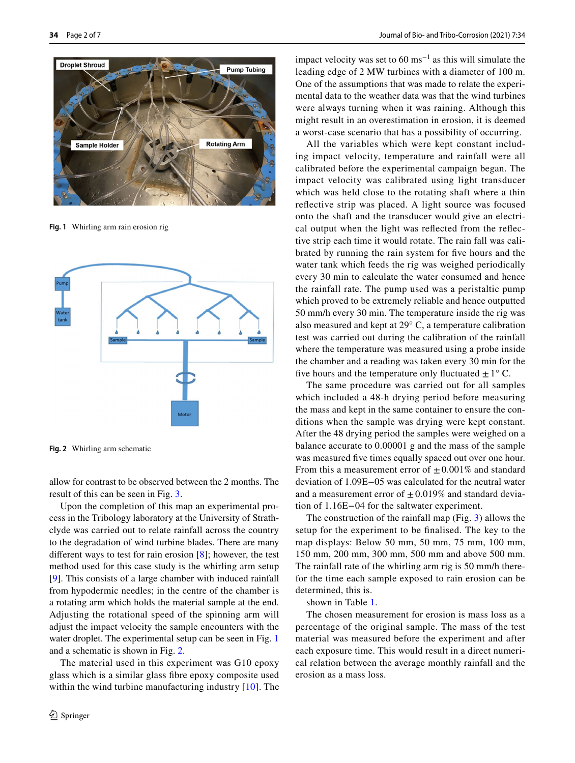Fig. 1 Whirling arm rain erosion rig

Fig. 2 Whirling arm schematic

allow for contrast to be observed between the 2 months. The result of this can be seen in Fig. 3.

Upon the completion of this map an experimental process in the Tribology laboratory at the University of Strathclyde was carried out to relate rainfall across the country to the degradation of wind turbine blades. There are many different ways to test for rain erosion [8]; however, the test method used for this case study is the whirling arm setup [9]. This consists of a large chamber with induced rainfall from hypodermic needles; in the centre of the chamber is a rotating arm which holds the material sample at the end. Adjusting the rotational speed of the spinning arm will adjust the impact velocity the sample encounters with the water droplet. The experimental setup can be seen in Fig. 1 and a schematic is shown in Fig. 2.

The material used in this experiment was G10 epoxy glass which is a similar glass fibre epoxy composite used within the wind turbine manufacturing industry [10]. The impact velocity was set to 60 $ms^{-1}$ as this will simulate the leading edge of 2 MW turbines with a diameter of 100 m. One of the assumptions that was made to relate the experimental data to the weather data was that the wind turbines were always turning when it was raining. Although this might result in an overestimation in erosion, it is deemed a worst-case scenario that has a possibility of occurring.

All the variables which were kept constant including impact velocity, temperature and rainfall were all calibrated before the experimental campaign began. The impact velocity was calibrated using light transducer which was held close to the rotating shaft where a thin reflective strip was placed. A light source was focused onto the shaft and the transducer would give an electrical output when the light was reflected from the reflective strip each time it would rotate. The rain fall was calibrated by running the rain system for five hours and the water tank which feeds the rig was weighed periodically every 30 min to calculate the water consumed and hence the rainfall rate. The pump used was a peristaltic pump which proved to be extremely reliable and hence outputted 50 mm/h every 30 min. The temperature inside the rig was also measured and kept at 29° C, a temperature calibration test was carried out during the calibration of the rainfall where the temperature was measured using a probe inside the chamber and a reading was taken every 30 min for the five hours and the temperature only fluctuated $\pm 1°$ C.

The same procedure was carried out for all samples which included a 48-h drying period before measuring the mass and kept in the same container to ensure the conditions when the sample was drying were kept constant. After the 48 drying period the samples were weighed on a balance accurate to 0.00001 g and the mass of the sample was measured five times equally spaced out over one hour. From this a measurement error of $\pm 0.001\%$ and standard deviation of 1.09E−05 was calculated for the neutral water and a measurement error of $\pm 0.019\%$ and standard deviation of 1.16E−04 for the saltwater experiment.

The construction of the rainfall map (Fig. 3) allows the setup for the experiment to be finalised. The key to the map displays: Below 50 mm, 50 mm, 75 mm, 100 mm, 150 mm, 200 mm, 300 mm, 500 mm and above 500 mm. The rainfall rate of the whirling arm rig is 50 mm/h therefor the time each sample exposed to rain erosion can be determined, this is.

shown in Table 1.

The chosen measurement for erosion is mass loss as a percentage of the original sample. The mass of the test material was measured before the experiment and after each exposure time. This would result in a direct numerical relation between the average monthly rainfall and the erosion as a mass loss.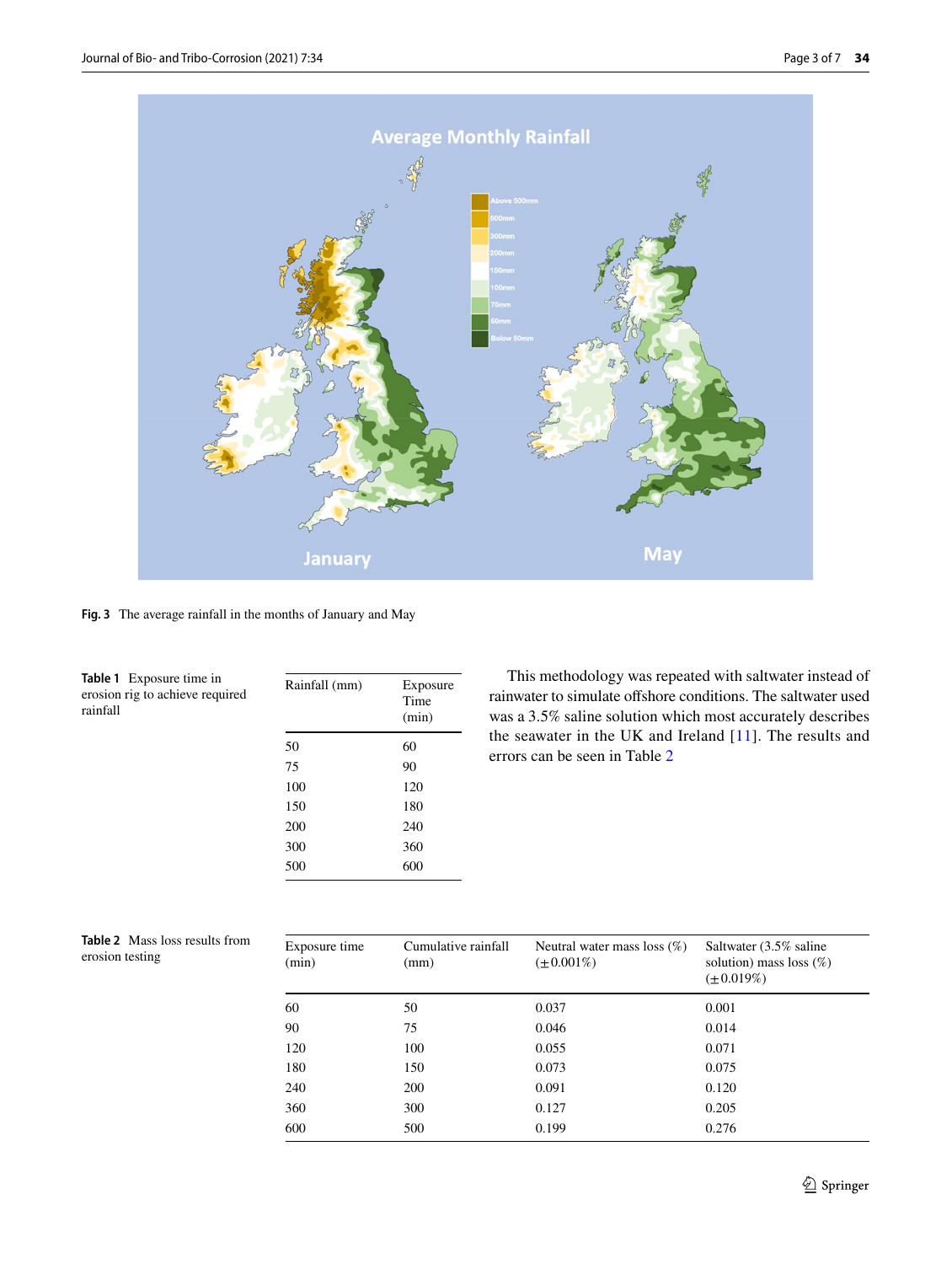Fig. 3 The average rainfall in the months of January and May

Table 1 Exposure time in erosion rig to achieve required rainfall

| Rainfall (mm) | Exposure Time (min) |
| --- | --- |
| 50 | 60 |
| 75 | 90 |
| 100 | 120 |
| 150 | 180 |
| 200 | 240 |
| 300 | 360 |
| 500 | 600 |

This methodology was repeated with saltwater instead of rainwater to simulate offshore conditions. The saltwater used was a 3.5% saline solution which most accurately describes the seawater in the UK and Ireland [11]. The results and errors can be seen in Table 2

Table 2 Mass loss results from erosion testing

| Exposure time (min) | Cumulative rainfall (mm) | Neutral water mass loss (%) (±0.001%) | Saltwater (3.5% saline solution) mass loss (%) (±0.019%) |
| --- | --- | --- | --- |
| 60 | 50 | 0.037 | 0.001 |
| 90 | 75 | 0.046 | 0.014 |
| 120 | 100 | 0.055 | 0.071 |
| 180 | 150 | 0.073 | 0.075 |
| 240 | 200 | 0.091 | 0.120 |
| 360 | 300 | 0.127 | 0.205 |
| 600 | 500 | 0.199 | 0.276 |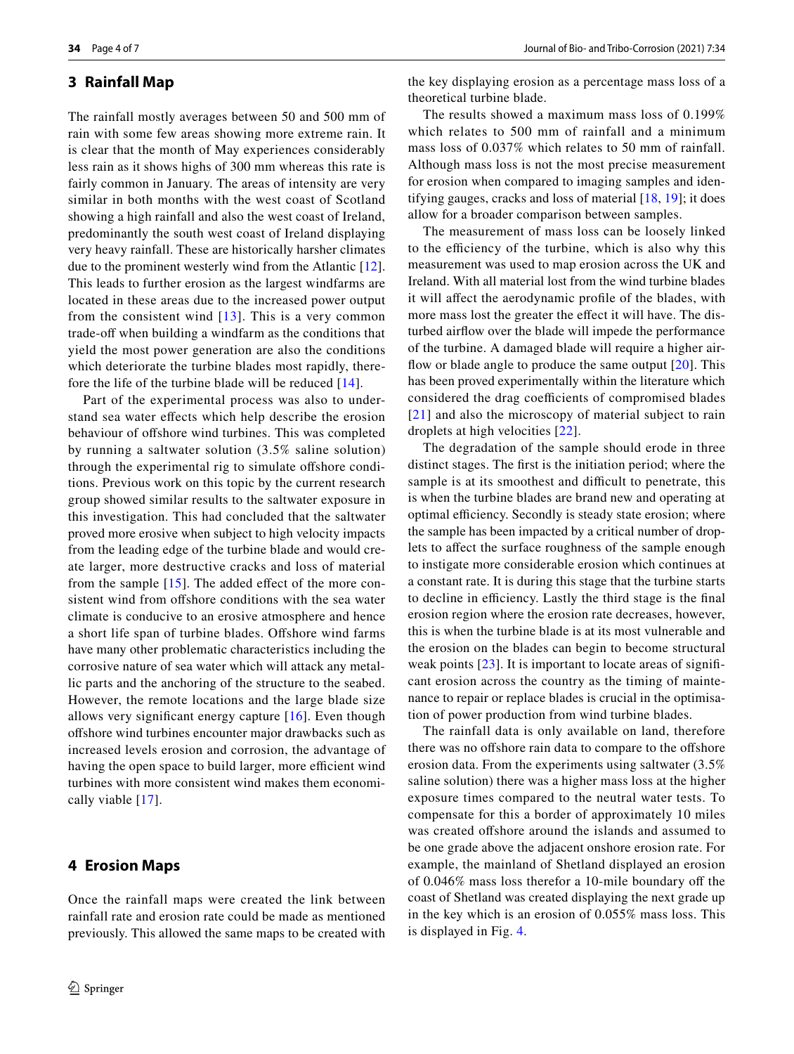## 3 Rainfall Map

The rainfall mostly averages between 50 and 500 mm of rain with some few areas showing more extreme rain. It is clear that the month of May experiences considerably less rain as it shows highs of 300 mm whereas this rate is fairly common in January. The areas of intensity are very similar in both months with the west coast of Scotland showing a high rainfall and also the west coast of Ireland, predominantly the south west coast of Ireland displaying very heavy rainfall. These are historically harsher climates due to the prominent westerly wind from the Atlantic [12]. This leads to further erosion as the largest windfarms are located in these areas due to the increased power output from the consistent wind [13]. This is a very common trade-off when building a windfarm as the conditions that yield the most power generation are also the conditions which deteriorate the turbine blades most rapidly, therefore the life of the turbine blade will be reduced [14].

Part of the experimental process was also to understand sea water effects which help describe the erosion behaviour of offshore wind turbines. This was completed by running a saltwater solution (3.5% saline solution) through the experimental rig to simulate offshore conditions. Previous work on this topic by the current research group showed similar results to the saltwater exposure in this investigation. This had concluded that the saltwater proved more erosive when subject to high velocity impacts from the leading edge of the turbine blade and would create larger, more destructive cracks and loss of material from the sample [15]. The added effect of the more consistent wind from offshore conditions with the sea water climate is conducive to an erosive atmosphere and hence a short life span of turbine blades. Offshore wind farms have many other problematic characteristics including the corrosive nature of sea water which will attack any metallic parts and the anchoring of the structure to the seabed. However, the remote locations and the large blade size allows very significant energy capture [16]. Even though offshore wind turbines encounter major drawbacks such as increased levels erosion and corrosion, the advantage of having the open space to build larger, more efficient wind turbines with more consistent wind makes them economically viable [17].

## 4 Erosion Maps

Once the rainfall maps were created the link between rainfall rate and erosion rate could be made as mentioned previously. This allowed the same maps to be created with the key displaying erosion as a percentage mass loss of a theoretical turbine blade.

The results showed a maximum mass loss of 0.199% which relates to 500 mm of rainfall and a minimum mass loss of 0.037% which relates to 50 mm of rainfall. Although mass loss is not the most precise measurement for erosion when compared to imaging samples and identifying gauges, cracks and loss of material [18, 19]; it does allow for a broader comparison between samples.

The measurement of mass loss can be loosely linked to the efficiency of the turbine, which is also why this measurement was used to map erosion across the UK and Ireland. With all material lost from the wind turbine blades it will affect the aerodynamic profile of the blades, with more mass lost the greater the effect it will have. The disturbed airflow over the blade will impede the performance of the turbine. A damaged blade will require a higher airflow or blade angle to produce the same output [20]. This has been proved experimentally within the literature which considered the drag coefficients of compromised blades [21] and also the microscopy of material subject to rain droplets at high velocities [22].

The degradation of the sample should erode in three distinct stages. The first is the initiation period; where the sample is at its smoothest and difficult to penetrate, this is when the turbine blades are brand new and operating at optimal efficiency. Secondly is steady state erosion; where the sample has been impacted by a critical number of droplets to affect the surface roughness of the sample enough to instigate more considerable erosion which continues at a constant rate. It is during this stage that the turbine starts to decline in efficiency. Lastly the third stage is the final erosion region where the erosion rate decreases, however, this is when the turbine blade is at its most vulnerable and the erosion on the blades can begin to become structural weak points [23]. It is important to locate areas of significant erosion across the country as the timing of maintenance to repair or replace blades is crucial in the optimisation of power production from wind turbine blades.

The rainfall data is only available on land, therefore there was no offshore rain data to compare to the offshore erosion data. From the experiments using saltwater (3.5% saline solution) there was a higher mass loss at the higher exposure times compared to the neutral water tests. To compensate for this a border of approximately 10 miles was created offshore around the islands and assumed to be one grade above the adjacent onshore erosion rate. For example, the mainland of Shetland displayed an erosion of 0.046% mass loss therefor a 10-mile boundary off the coast of Shetland was created displaying the next grade up in the key which is an erosion of 0.055% mass loss. This is displayed in Fig. 4.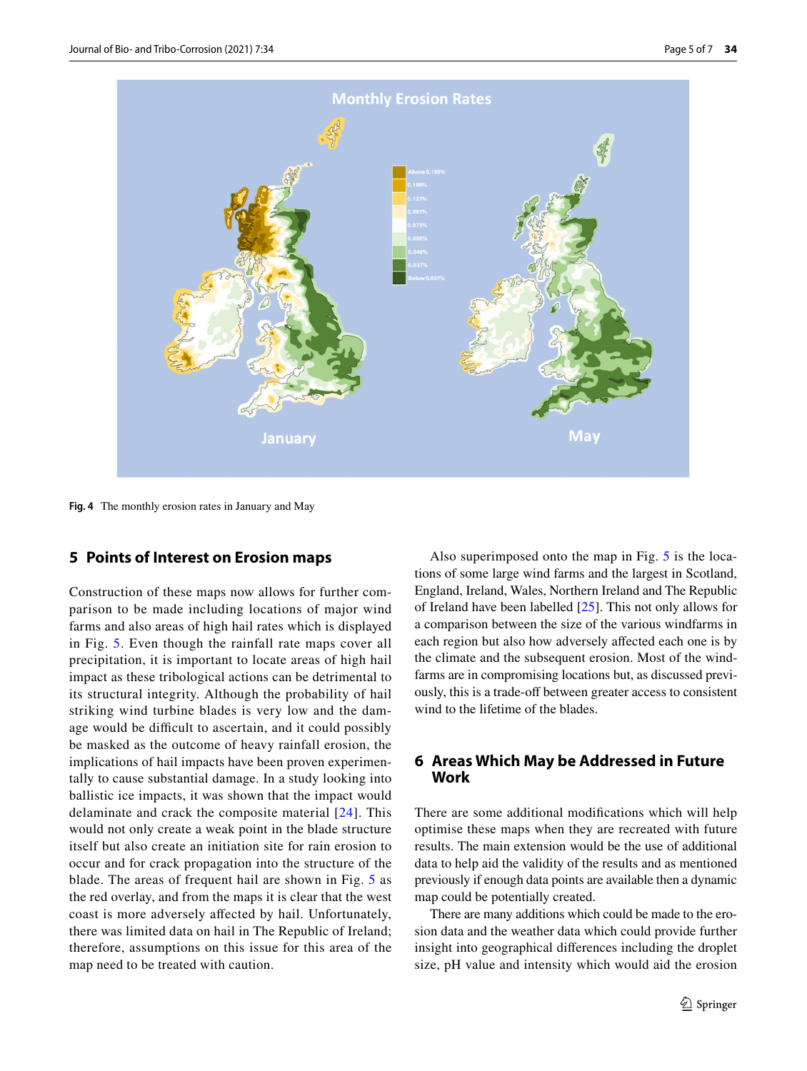Fig. 4 The monthly erosion rates in January and May

## 5 Points of Interest on Erosion maps

Construction of these maps now allows for further comparison to be made including locations of major wind farms and also areas of high hail rates which is displayed in Fig. 5. Even though the rainfall rate maps cover all precipitation, it is important to locate areas of high hail impact as these tribological actions can be detrimental to its structural integrity. Although the probability of hail striking wind turbine blades is very low and the damage would be difficult to ascertain, and it could possibly be masked as the outcome of heavy rainfall erosion, the implications of hail impacts have been proven experimentally to cause substantial damage. In a study looking into ballistic ice impacts, it was shown that the impact would delaminate and crack the composite material [24]. This would not only create a weak point in the blade structure itself but also create an initiation site for rain erosion to occur and for crack propagation into the structure of the blade. The areas of frequent hail are shown in Fig. 5 as the red overlay, and from the maps it is clear that the west coast is more adversely affected by hail. Unfortunately, there was limited data on hail in The Republic of Ireland; therefore, assumptions on this issue for this area of the map need to be treated with caution.

Also superimposed onto the map in Fig. 5 is the locations of some large wind farms and the largest in Scotland, England, Ireland, Wales, Northern Ireland and The Republic of Ireland have been labelled [25]. This not only allows for a comparison between the size of the various windfarms in each region but also how adversely affected each one is by the climate and the subsequent erosion. Most of the windfarms are in compromising locations but, as discussed previously, this is a trade-off between greater access to consistent wind to the lifetime of the blades.

## 6 Areas Which May be Addressed in Future Work

There are some additional modifications which will help optimise these maps when they are recreated with future results. The main extension would be the use of additional data to help aid the validity of the results and as mentioned previously if enough data points are available then a dynamic map could be potentially created.

There are many additions which could be made to the erosion data and the weather data which could provide further insight into geographical differences including the droplet size, pH value and intensity which would aid the erosion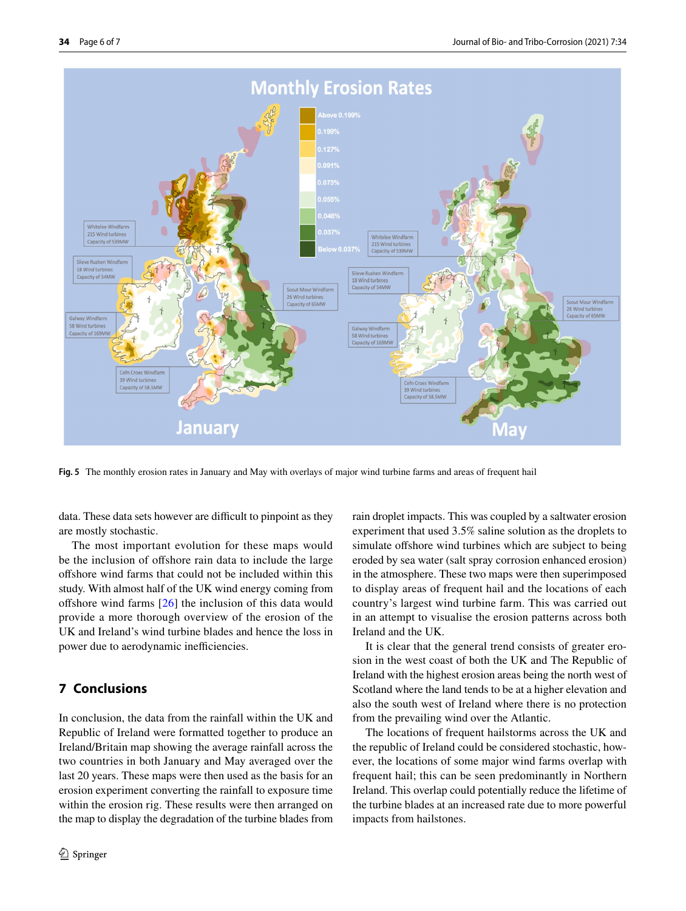Fig. 5 The monthly erosion rates in January and May with overlays of major wind turbine farms and areas of frequent hail

data. These data sets however are difficult to pinpoint as they are mostly stochastic.

The most important evolution for these maps would be the inclusion of offshore rain data to include the large offshore wind farms that could not be included within this study. With almost half of the UK wind energy coming from offshore wind farms [26] the inclusion of this data would provide a more thorough overview of the erosion of the UK and Ireland's wind turbine blades and hence the loss in power due to aerodynamic inefficiencies.

## 7 Conclusions

In conclusion, the data from the rainfall within the UK and Republic of Ireland were formatted together to produce an Ireland/Britain map showing the average rainfall across the two countries in both January and May averaged over the last 20 years. These maps were then used as the basis for an erosion experiment converting the rainfall to exposure time within the erosion rig. These results were then arranged on the map to display the degradation of the turbine blades from rain droplet impacts. This was coupled by a saltwater erosion experiment that used 3.5% saline solution as the droplets to simulate offshore wind turbines which are subject to being eroded by sea water (salt spray corrosion enhanced erosion) in the atmosphere. These two maps were then superimposed to display areas of frequent hail and the locations of each country's largest wind turbine farm. This was carried out in an attempt to visualise the erosion patterns across both Ireland and the UK.

It is clear that the general trend consists of greater erosion in the west coast of both the UK and The Republic of Ireland with the highest erosion areas being the north west of Scotland where the land tends to be at a higher elevation and also the south west of Ireland where there is no protection from the prevailing wind over the Atlantic.

The locations of frequent hailstorms across the UK and the republic of Ireland could be considered stochastic, however, the locations of some major wind farms overlap with frequent hail; this can be seen predominantly in Northern Ireland. This overlap could potentially reduce the lifetime of the turbine blades at an increased rate due to more powerful impacts from hailstones.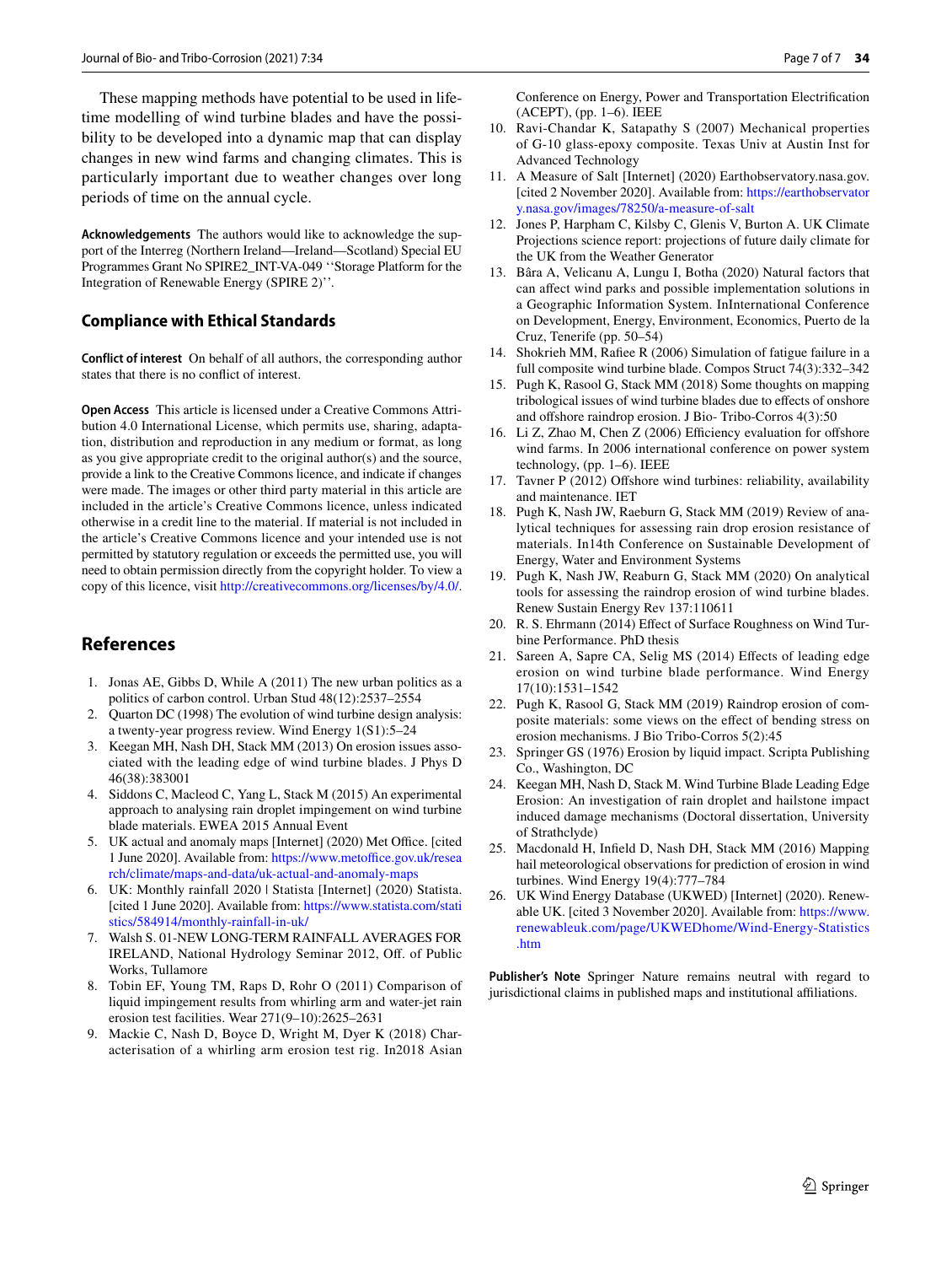These mapping methods have potential to be used in lifetime modelling of wind turbine blades and have the possibility to be developed into a dynamic map that can display changes in new wind farms and changing climates. This is particularly important due to weather changes over long periods of time on the annual cycle.

**Acknowledgements** The authors would like to acknowledge the support of the Interreg (Northern Ireland—Ireland—Scotland) Special EU Programmes Grant No SPIRE2_INT-VA-049 ''Storage Platform for the Integration of Renewable Energy (SPIRE 2)''.

## Compliance with Ethical Standards

**Conflict of interest** On behalf of all authors, the corresponding author states that there is no conflict of interest.

**Open Access** This article is licensed under a Creative Commons Attribution 4.0 International License, which permits use, sharing, adaptation, distribution and reproduction in any medium or format, as long as you give appropriate credit to the original author(s) and the source, provide a link to the Creative Commons licence, and indicate if changes were made. The images or other third party material in this article are included in the article's Creative Commons licence, unless indicated otherwise in a credit line to the material. If material is not included in the article's Creative Commons licence and your intended use is not permitted by statutory regulation or exceeds the permitted use, you will need to obtain permission directly from the copyright holder. To view a copy of this licence, visit http://creativecommons.org/licenses/by/4.0/.

## References

1. Jonas AE, Gibbs D, While A (2011) The new urban politics as a politics of carbon control. Urban Stud 48(12):2537–2554
2. Quarton DC (1998) The evolution of wind turbine design analysis: a twenty-year progress review. Wind Energy 1(S1):5–24
3. Keegan MH, Nash DH, Stack MM (2013) On erosion issues associated with the leading edge of wind turbine blades. J Phys D 46(38):383001
4. Siddons C, Macleod C, Yang L, Stack M (2015) An experimental approach to analysing rain droplet impingement on wind turbine blade materials. EWEA 2015 Annual Event
5. UK actual and anomaly maps [Internet] (2020) Met Office. [cited 1 June 2020]. Available from: https://www.metoffice.gov.uk/research/climate/maps-and-data/uk-actual-and-anomaly-maps
6. UK: Monthly rainfall 2020 | Statista [Internet] (2020) Statista. [cited 1 June 2020]. Available from: https://www.statista.com/statistics/584914/monthly-rainfall-in-uk/
7. Walsh S. 01-NEW LONG-TERM RAINFALL AVERAGES FOR IRELAND, National Hydrology Seminar 2012, Off. of Public Works, Tullamore
8. Tobin EF, Young TM, Raps D, Rohr O (2011) Comparison of liquid impingement results from whirling arm and water-jet rain erosion test facilities. Wear 271(9–10):2625–2631
9. Mackie C, Nash D, Boyce D, Wright M, Dyer K (2018) Characterisation of a whirling arm erosion test rig. In2018 Asian Conference on Energy, Power and Transportation Electrification (ACEPT), (pp. 1–6). IEEE
10. Ravi-Chandar K, Satapathy S (2007) Mechanical properties of G-10 glass-epoxy composite. Texas Univ at Austin Inst for Advanced Technology
11. A Measure of Salt [Internet] (2020) Earthobservatory.nasa.gov. [cited 2 November 2020]. Available from: https://earthobservatory.nasa.gov/images/78250/a-measure-of-salt
12. Jones P, Harpham C, Kilsby C, Glenis V, Burton A. UK Climate Projections science report: projections of future daily climate for the UK from the Weather Generator
13. Bâra A, Velicanu A, Lungu I, Botha (2020) Natural factors that can affect wind parks and possible implementation solutions in a Geographic Information System. InInternational Conference on Development, Energy, Environment, Economics, Puerto de la Cruz, Tenerife (pp. 50–54)
14. Shokrieh MM, Rafiee R (2006) Simulation of fatigue failure in a full composite wind turbine blade. Compos Struct 74(3):332–342
15. Pugh K, Rasool G, Stack MM (2018) Some thoughts on mapping tribological issues of wind turbine blades due to effects of onshore and offshore raindrop erosion. J Bio- Tribo-Corros 4(3):50
16. Li Z, Zhao M, Chen Z (2006) Efficiency evaluation for offshore wind farms. In 2006 international conference on power system technology, (pp. 1–6). IEEE
17. Tavner P (2012) Offshore wind turbines: reliability, availability and maintenance. IET
18. Pugh K, Nash JW, Raeburn G, Stack MM (2019) Review of analytical techniques for assessing rain drop erosion resistance of materials. In14th Conference on Sustainable Development of Energy, Water and Environment Systems
19. Pugh K, Nash JW, Reaburn G, Stack MM (2020) On analytical tools for assessing the raindrop erosion of wind turbine blades. Renew Sustain Energy Rev 137:110611
20. R. S. Ehrmann (2014) Effect of Surface Roughness on Wind Turbine Performance. PhD thesis
21. Sareen A, Sapre CA, Selig MS (2014) Effects of leading edge erosion on wind turbine blade performance. Wind Energy 17(10):1531–1542
22. Pugh K, Rasool G, Stack MM (2019) Raindrop erosion of composite materials: some views on the effect of bending stress on erosion mechanisms. J Bio Tribo-Corros 5(2):45
23. Springer GS (1976) Erosion by liquid impact. Scripta Publishing Co., Washington, DC
24. Keegan MH, Nash D, Stack M. Wind Turbine Blade Leading Edge Erosion: An investigation of rain droplet and hailstone impact induced damage mechanisms (Doctoral dissertation, University of Strathclyde)
25. Macdonald H, Infield D, Nash DH, Stack MM (2016) Mapping hail meteorological observations for prediction of erosion in wind turbines. Wind Energy 19(4):777–784
26. UK Wind Energy Database (UKWED) [Internet] (2020). Renewable UK. [cited 3 November 2020]. Available from: https://www.renewableuk.com/page/UKWEDhome/Wind-Energy-Statistics.htm

**Publisher's Note** Springer Nature remains neutral with regard to jurisdictional claims in published maps and institutional affiliations.